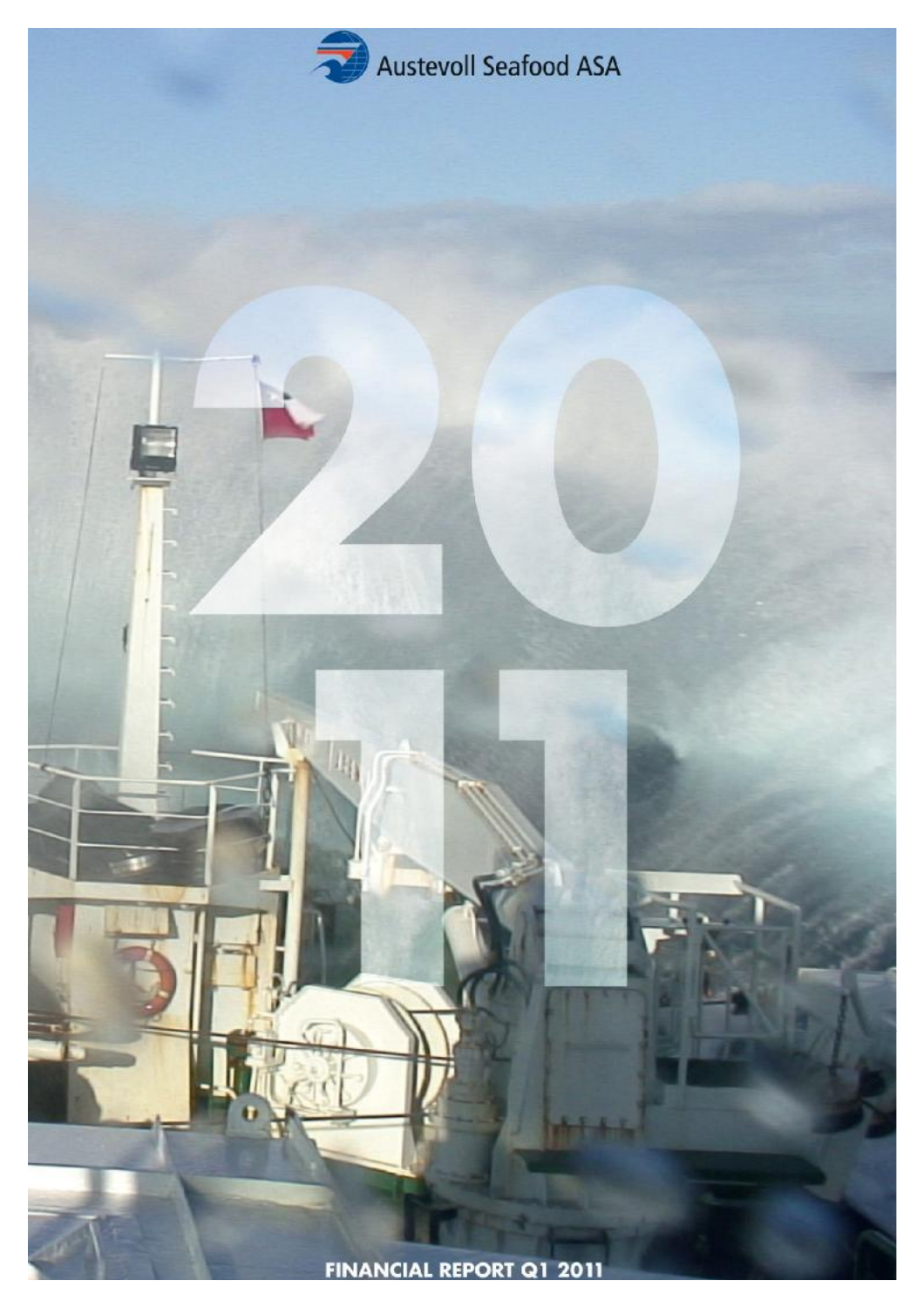Austevoll Seafood ASA

2011

# FINANCIAL REPORT Q1 2011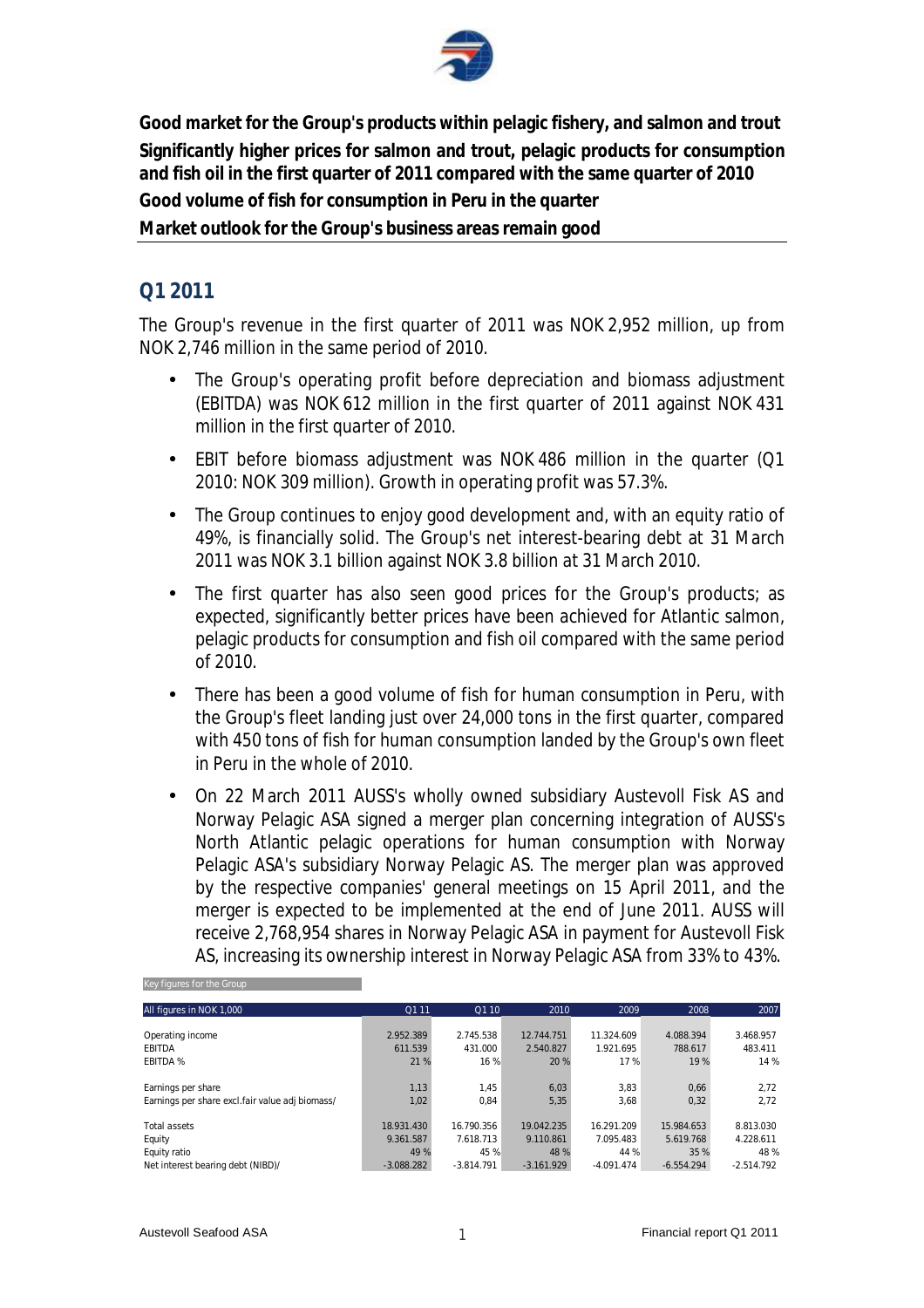**Good market for the Group's products within pelagic fishery, and salmon and trout**
**Significantly higher prices for salmon and trout, pelagic products for consumption and fish oil in the first quarter of 2011 compared with the same quarter of 2010**
**Good volume of fish for consumption in Peru in the quarter**
**Market outlook for the Group's business areas remain good**

## Q1 2011

The Group's revenue in the first quarter of 2011 was NOK 2,952 million, up from NOK 2,746 million in the same period of 2010.

- The Group's operating profit before depreciation and biomass adjustment (EBITDA) was NOK 612 million in the first quarter of 2011 against NOK 431 million in the first quarter of 2010.
- EBIT before biomass adjustment was NOK 486 million in the quarter (Q1 2010: NOK 309 million). Growth in operating profit was 57.3%.
- The Group continues to enjoy good development and, with an equity ratio of 49%, is financially solid. The Group's net interest-bearing debt at 31 March 2011 was NOK 3.1 billion against NOK 3.8 billion at 31 March 2010.
- The first quarter has also seen good prices for the Group's products; as expected, significantly better prices have been achieved for Atlantic salmon, pelagic products for consumption and fish oil compared with the same period of 2010.
- There has been a good volume of fish for human consumption in Peru, with the Group's fleet landing just over 24,000 tons in the first quarter, compared with 450 tons of fish for human consumption landed by the Group's own fleet in Peru in the whole of 2010.
- On 22 March 2011 AUSS's wholly owned subsidiary Austevoll Fisk AS and Norway Pelagic ASA signed a merger plan concerning integration of AUSS's North Atlantic pelagic operations for human consumption with Norway Pelagic ASA's subsidiary Norway Pelagic AS. The merger plan was approved by the respective companies' general meetings on 15 April 2011, and the merger is expected to be implemented at the end of June 2011. AUSS will receive 2,768,954 shares in Norway Pelagic ASA in payment for Austevoll Fisk AS, increasing its ownership interest in Norway Pelagic ASA from 33% to 43%.

Key figures for the Group

| All figures in NOK 1,000 | Q1 11 | Q1 10 | 2010 | 2009 | 2008 | 2007 |
|---|---|---|---|---|---|---|
| Operating income | 2.952.389 | 2.745.538 | 12.744.751 | 11.324.609 | 4.088.394 | 3.468.957 |
| EBITDA | 611.539 | 431.000 | 2.540.827 | 1.921.695 | 788.617 | 483.411 |
| EBITDA % | 21 % | 16 % | 20 % | 17 % | 19 % | 14 % |
| | | | | | | |
| Earnings per share | 1,13 | 1,45 | 6,03 | 3,83 | 0,66 | 2,72 |
| Earnings per share excl.fair value adj biomass/ | 1,02 | 0,84 | 5,35 | 3,68 | 0,32 | 2,72 |
| | | | | | | |
| Total assets | 18.931.430 | 16.790.356 | 19.042.235 | 16.291.209 | 15.984.653 | 8.813.030 |
| Equity | 9.361.587 | 7.618.713 | 9.110.861 | 7.095.483 | 5.619.768 | 4.228.611 |
| Equity ratio | 49 % | 45 % | 48 % | 44 % | 35 % | 48 % |
| Net interest bearing debt (NIBD)/ | -3.088.282 | -3.814.791 | -3.161.929 | -4.091.474 | -6.554.294 | -2.514.792 |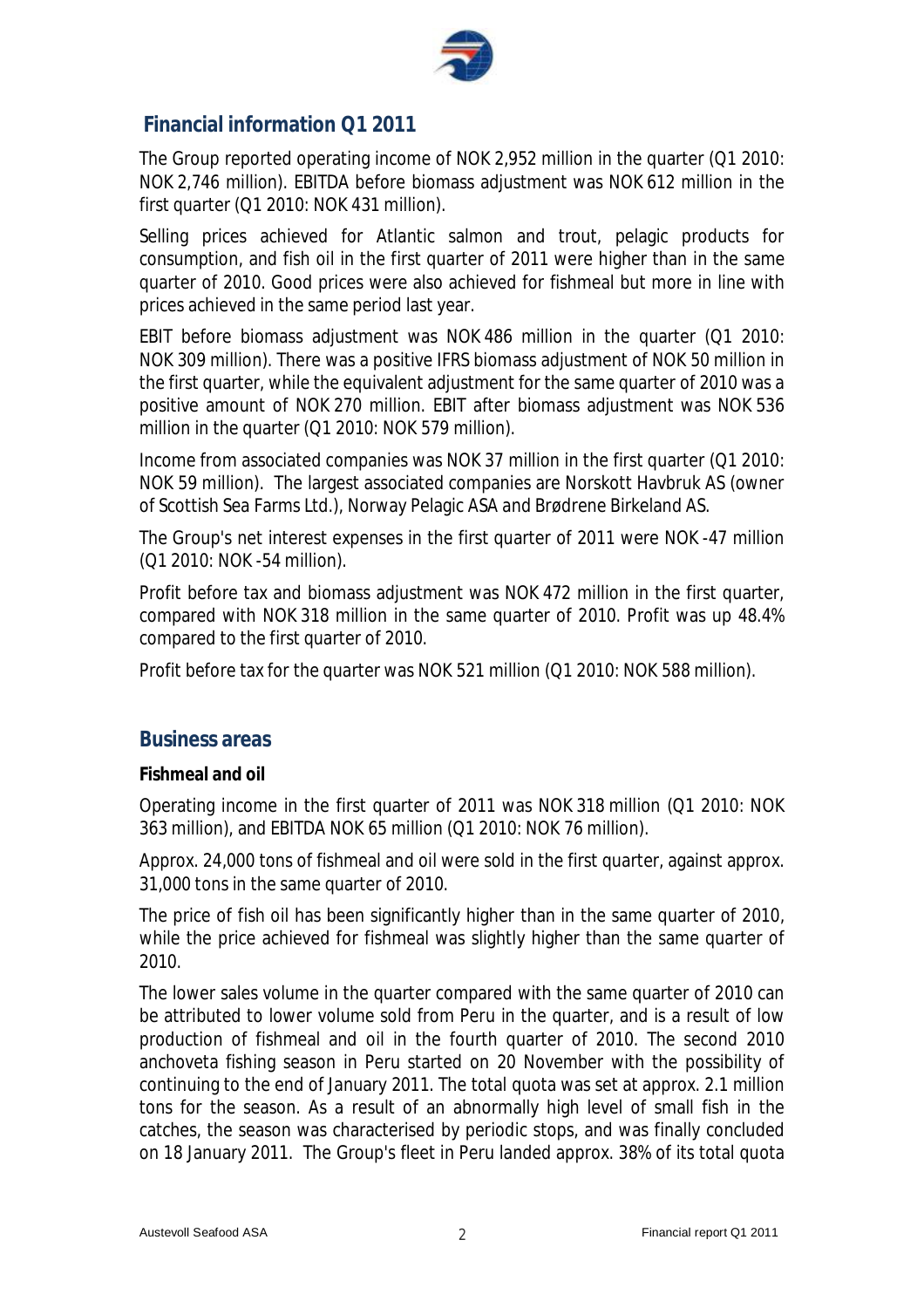## Financial information Q1 2011

The Group reported operating income of NOK 2,952 million in the quarter (Q1 2010: NOK 2,746 million). EBITDA before biomass adjustment was NOK 612 million in the first quarter (Q1 2010: NOK 431 million).

Selling prices achieved for Atlantic salmon and trout, pelagic products for consumption, and fish oil in the first quarter of 2011 were higher than in the same quarter of 2010. Good prices were also achieved for fishmeal but more in line with prices achieved in the same period last year.

EBIT before biomass adjustment was NOK 486 million in the quarter (Q1 2010: NOK 309 million). There was a positive IFRS biomass adjustment of NOK 50 million in the first quarter, while the equivalent adjustment for the same quarter of 2010 was a positive amount of NOK 270 million. EBIT after biomass adjustment was NOK 536 million in the quarter (Q1 2010: NOK 579 million).

Income from associated companies was NOK 37 million in the first quarter (Q1 2010: NOK 59 million). The largest associated companies are Norskott Havbruk AS (owner of Scottish Sea Farms Ltd.), Norway Pelagic ASA and Brødrene Birkeland AS.

The Group's net interest expenses in the first quarter of 2011 were NOK -47 million (Q1 2010: NOK -54 million).

Profit before tax and biomass adjustment was NOK 472 million in the first quarter, compared with NOK 318 million in the same quarter of 2010. Profit was up 48.4% compared to the first quarter of 2010.

Profit before tax for the quarter was NOK 521 million (Q1 2010: NOK 588 million).

## Business areas

**Fishmeal and oil**

Operating income in the first quarter of 2011 was NOK 318 million (Q1 2010: NOK 363 million), and EBITDA NOK 65 million (Q1 2010: NOK 76 million).

Approx. 24,000 tons of fishmeal and oil were sold in the first quarter, against approx. 31,000 tons in the same quarter of 2010.

The price of fish oil has been significantly higher than in the same quarter of 2010, while the price achieved for fishmeal was slightly higher than the same quarter of 2010.

The lower sales volume in the quarter compared with the same quarter of 2010 can be attributed to lower volume sold from Peru in the quarter, and is a result of low production of fishmeal and oil in the fourth quarter of 2010. The second 2010 anchoveta fishing season in Peru started on 20 November with the possibility of continuing to the end of January 2011. The total quota was set at approx. 2.1 million tons for the season. As a result of an abnormally high level of small fish in the catches, the season was characterised by periodic stops, and was finally concluded on 18 January 2011. The Group's fleet in Peru landed approx. 38% of its total quota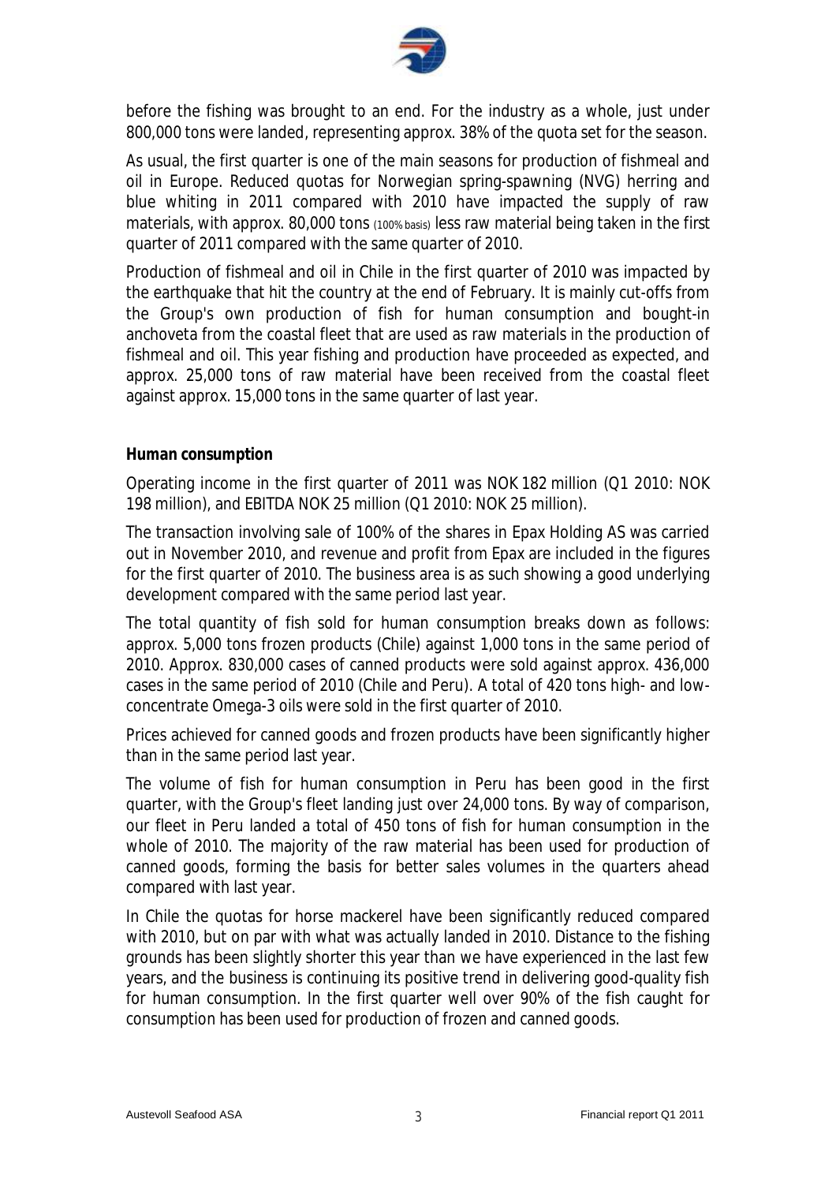before the fishing was brought to an end. For the industry as a whole, just under 800,000 tons were landed, representing approx. 38% of the quota set for the season.

As usual, the first quarter is one of the main seasons for production of fishmeal and oil in Europe. Reduced quotas for Norwegian spring-spawning (NVG) herring and blue whiting in 2011 compared with 2010 have impacted the supply of raw materials, with approx. 80,000 tons (100% basis) less raw material being taken in the first quarter of 2011 compared with the same quarter of 2010.

Production of fishmeal and oil in Chile in the first quarter of 2010 was impacted by the earthquake that hit the country at the end of February. It is mainly cut-offs from the Group's own production of fish for human consumption and bought-in anchoveta from the coastal fleet that are used as raw materials in the production of fishmeal and oil. This year fishing and production have proceeded as expected, and approx. 25,000 tons of raw material have been received from the coastal fleet against approx. 15,000 tons in the same quarter of last year.

**Human consumption**

Operating income in the first quarter of 2011 was NOK 182 million (Q1 2010: NOK 198 million), and EBITDA NOK 25 million (Q1 2010: NOK 25 million).

The transaction involving sale of 100% of the shares in Epax Holding AS was carried out in November 2010, and revenue and profit from Epax are included in the figures for the first quarter of 2010. The business area is as such showing a good underlying development compared with the same period last year.

The total quantity of fish sold for human consumption breaks down as follows: approx. 5,000 tons frozen products (Chile) against 1,000 tons in the same period of 2010. Approx. 830,000 cases of canned products were sold against approx. 436,000 cases in the same period of 2010 (Chile and Peru). A total of 420 tons high- and low-concentrate Omega-3 oils were sold in the first quarter of 2010.

Prices achieved for canned goods and frozen products have been significantly higher than in the same period last year.

The volume of fish for human consumption in Peru has been good in the first quarter, with the Group's fleet landing just over 24,000 tons. By way of comparison, our fleet in Peru landed a total of 450 tons of fish for human consumption in the whole of 2010. The majority of the raw material has been used for production of canned goods, forming the basis for better sales volumes in the quarters ahead compared with last year.

In Chile the quotas for horse mackerel have been significantly reduced compared with 2010, but on par with what was actually landed in 2010. Distance to the fishing grounds has been slightly shorter this year than we have experienced in the last few years, and the business is continuing its positive trend in delivering good-quality fish for human consumption. In the first quarter well over 90% of the fish caught for consumption has been used for production of frozen and canned goods.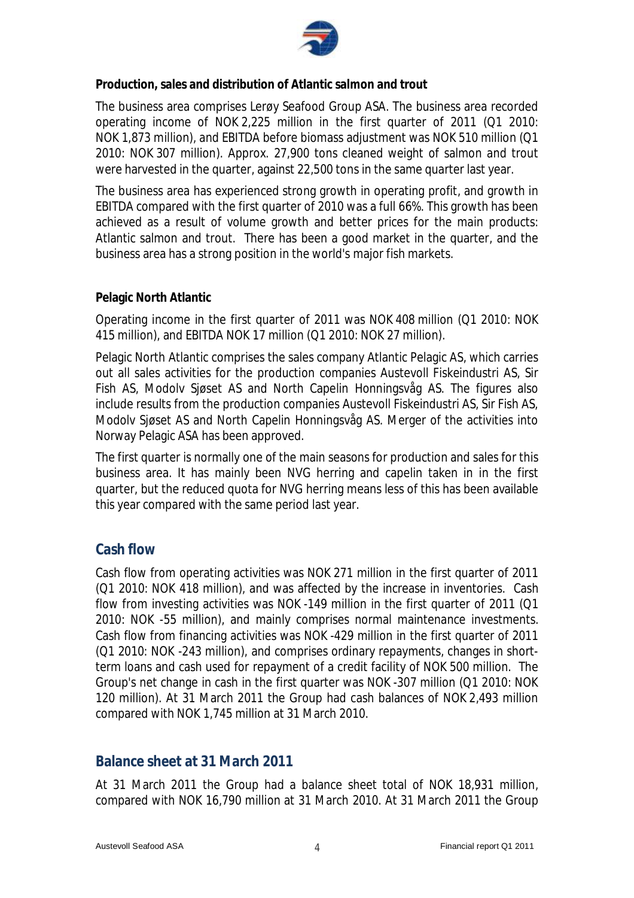**Production, sales and distribution of Atlantic salmon and trout**

The business area comprises Lerøy Seafood Group ASA. The business area recorded operating income of NOK 2,225 million in the first quarter of 2011 (Q1 2010: NOK 1,873 million), and EBITDA before biomass adjustment was NOK 510 million (Q1 2010: NOK 307 million). Approx. 27,900 tons cleaned weight of salmon and trout were harvested in the quarter, against 22,500 tons in the same quarter last year.

The business area has experienced strong growth in operating profit, and growth in EBITDA compared with the first quarter of 2010 was a full 66%. This growth has been achieved as a result of volume growth and better prices for the main products: Atlantic salmon and trout. There has been a good market in the quarter, and the business area has a strong position in the world's major fish markets.

**Pelagic North Atlantic**

Operating income in the first quarter of 2011 was NOK 408 million (Q1 2010: NOK 415 million), and EBITDA NOK 17 million (Q1 2010: NOK 27 million).

Pelagic North Atlantic comprises the sales company Atlantic Pelagic AS, which carries out all sales activities for the production companies Austevoll Fiskeindustri AS, Sir Fish AS, Modolv Sjøset AS and North Capelin Honningsvåg AS. The figures also include results from the production companies Austevoll Fiskeindustri AS, Sir Fish AS, Modolv Sjøset AS and North Capelin Honningsvåg AS. Merger of the activities into Norway Pelagic ASA has been approved.

The first quarter is normally one of the main seasons for production and sales for this business area. It has mainly been NVG herring and capelin taken in in the first quarter, but the reduced quota for NVG herring means less of this has been available this year compared with the same period last year.

## Cash flow

Cash flow from operating activities was NOK 271 million in the first quarter of 2011 (Q1 2010: NOK 418 million), and was affected by the increase in inventories. Cash flow from investing activities was NOK -149 million in the first quarter of 2011 (Q1 2010: NOK -55 million), and mainly comprises normal maintenance investments. Cash flow from financing activities was NOK -429 million in the first quarter of 2011 (Q1 2010: NOK -243 million), and comprises ordinary repayments, changes in short-term loans and cash used for repayment of a credit facility of NOK 500 million. The Group's net change in cash in the first quarter was NOK -307 million (Q1 2010: NOK 120 million). At 31 March 2011 the Group had cash balances of NOK 2,493 million compared with NOK 1,745 million at 31 March 2010.

## Balance sheet at 31 March 2011

At 31 March 2011 the Group had a balance sheet total of NOK 18,931 million, compared with NOK 16,790 million at 31 March 2010. At 31 March 2011 the Group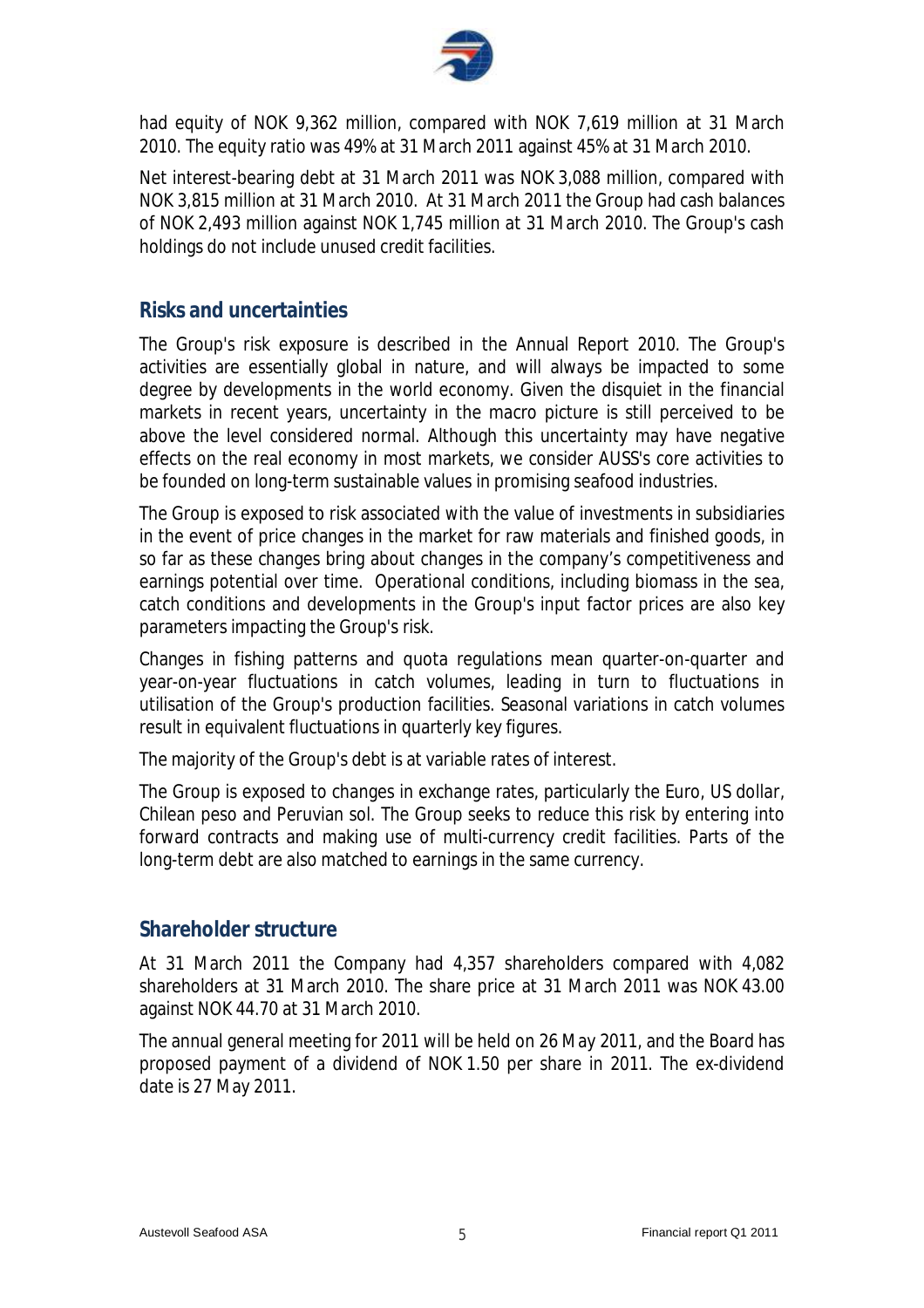had equity of NOK 9,362 million, compared with NOK 7,619 million at 31 March 2010. The equity ratio was 49% at 31 March 2011 against 45% at 31 March 2010.

Net interest-bearing debt at 31 March 2011 was NOK 3,088 million, compared with NOK 3,815 million at 31 March 2010. At 31 March 2011 the Group had cash balances of NOK 2,493 million against NOK 1,745 million at 31 March 2010. The Group's cash holdings do not include unused credit facilities.

## Risks and uncertainties

The Group's risk exposure is described in the Annual Report 2010. The Group's activities are essentially global in nature, and will always be impacted to some degree by developments in the world economy. Given the disquiet in the financial markets in recent years, uncertainty in the macro picture is still perceived to be above the level considered normal. Although this uncertainty may have negative effects on the real economy in most markets, we consider AUSS's core activities to be founded on long-term sustainable values in promising seafood industries.

The Group is exposed to risk associated with the value of investments in subsidiaries in the event of price changes in the market for raw materials and finished goods, in so far as these changes bring about changes in the company's competitiveness and earnings potential over time. Operational conditions, including biomass in the sea, catch conditions and developments in the Group's input factor prices are also key parameters impacting the Group's risk.

Changes in fishing patterns and quota regulations mean quarter-on-quarter and year-on-year fluctuations in catch volumes, leading in turn to fluctuations in utilisation of the Group's production facilities. Seasonal variations in catch volumes result in equivalent fluctuations in quarterly key figures.

The majority of the Group's debt is at variable rates of interest.

The Group is exposed to changes in exchange rates, particularly the Euro, US dollar, Chilean peso and Peruvian sol. The Group seeks to reduce this risk by entering into forward contracts and making use of multi-currency credit facilities. Parts of the long-term debt are also matched to earnings in the same currency.

## Shareholder structure

At 31 March 2011 the Company had 4,357 shareholders compared with 4,082 shareholders at 31 March 2010. The share price at 31 March 2011 was NOK 43.00 against NOK 44.70 at 31 March 2010.

The annual general meeting for 2011 will be held on 26 May 2011, and the Board has proposed payment of a dividend of NOK 1.50 per share in 2011. The ex-dividend date is 27 May 2011.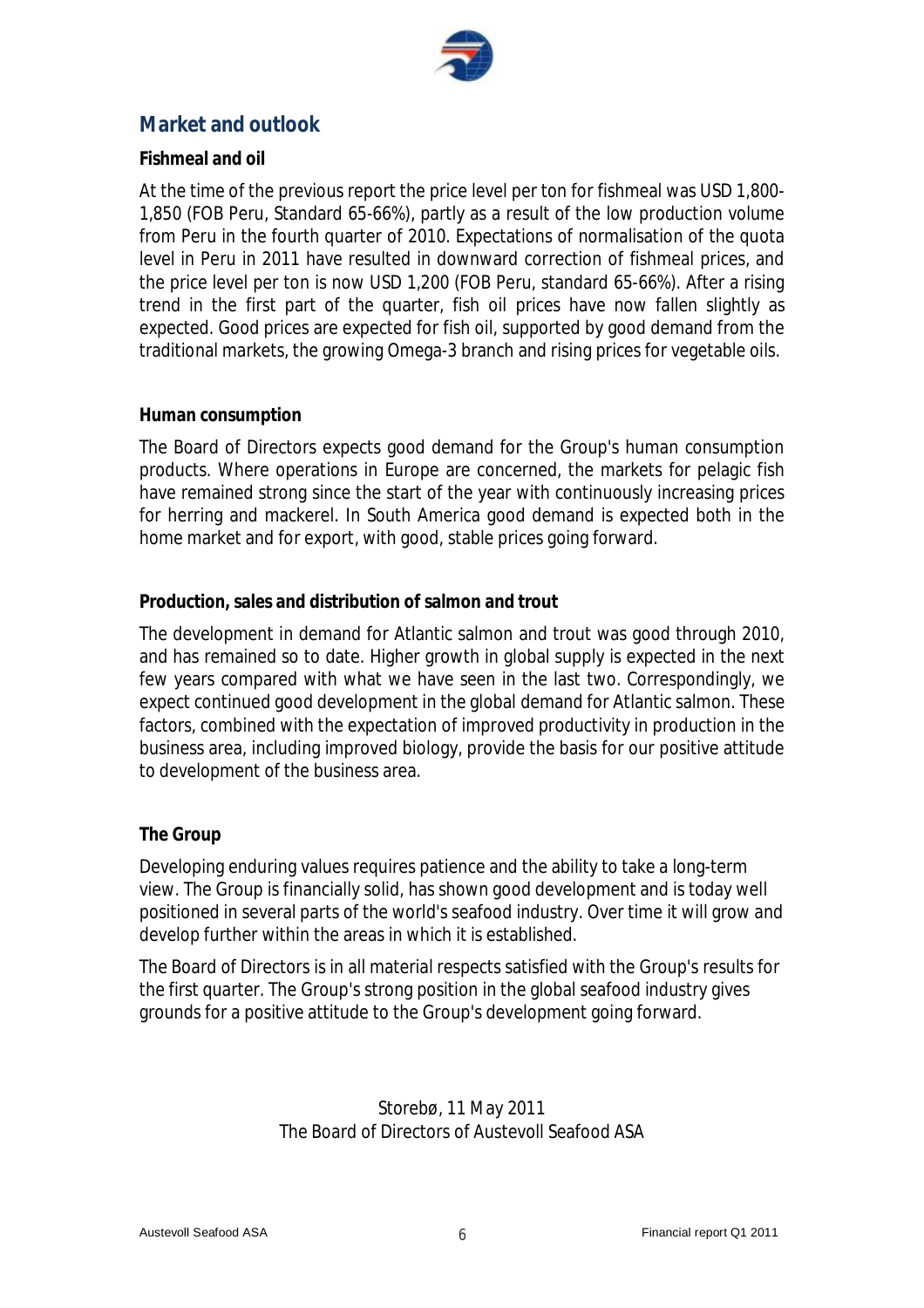## Market and outlook

**Fishmeal and oil**

At the time of the previous report the price level per ton for fishmeal was USD 1,800-1,850 (FOB Peru, Standard 65-66%), partly as a result of the low production volume from Peru in the fourth quarter of 2010. Expectations of normalisation of the quota level in Peru in 2011 have resulted in downward correction of fishmeal prices, and the price level per ton is now USD 1,200 (FOB Peru, standard 65-66%). After a rising trend in the first part of the quarter, fish oil prices have now fallen slightly as expected. Good prices are expected for fish oil, supported by good demand from the traditional markets, the growing Omega-3 branch and rising prices for vegetable oils.

**Human consumption**

The Board of Directors expects good demand for the Group's human consumption products. Where operations in Europe are concerned, the markets for pelagic fish have remained strong since the start of the year with continuously increasing prices for herring and mackerel. In South America good demand is expected both in the home market and for export, with good, stable prices going forward.

**Production, sales and distribution of salmon and trout**

The development in demand for Atlantic salmon and trout was good through 2010, and has remained so to date. Higher growth in global supply is expected in the next few years compared with what we have seen in the last two. Correspondingly, we expect continued good development in the global demand for Atlantic salmon. These factors, combined with the expectation of improved productivity in production in the business area, including improved biology, provide the basis for our positive attitude to development of the business area.

**The Group**

Developing enduring values requires patience and the ability to take a long-term view. The Group is financially solid, has shown good development and is today well positioned in several parts of the world's seafood industry. Over time it will grow and develop further within the areas in which it is established.

The Board of Directors is in all material respects satisfied with the Group's results for the first quarter. The Group's strong position in the global seafood industry gives grounds for a positive attitude to the Group's development going forward.

Storebø, 11 May 2011
The Board of Directors of Austevoll Seafood ASA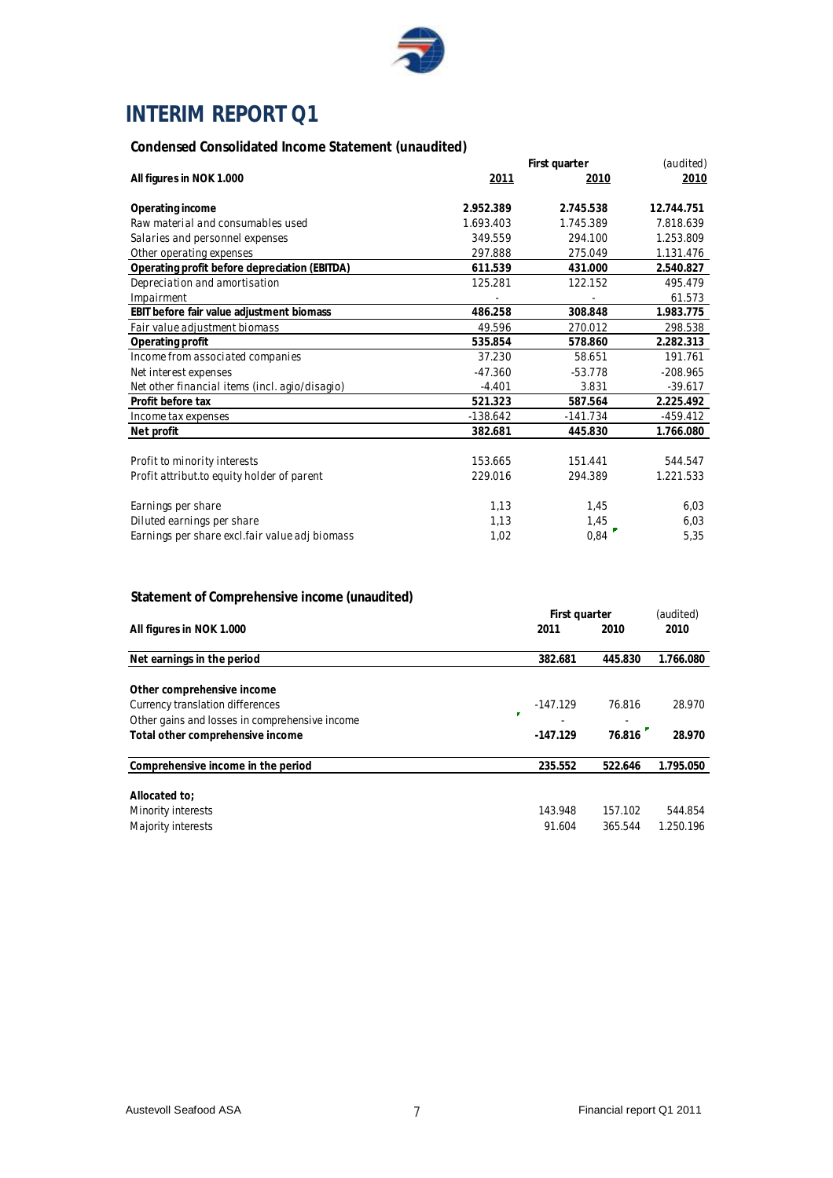# INTERIM REPORT Q1

### Condensed Consolidated Income Statement (unaudited)

| All figures in NOK 1.000 | First quarter 2011 | First quarter 2010 | (audited) 2010 |
|---|---|---|---|
| **Operating income** | **2.952.389** | **2.745.538** | **12.744.751** |
| Raw material and consumables used | 1.693.403 | 1.745.389 | 7.818.639 |
| Salaries and personnel expenses | 349.559 | 294.100 | 1.253.809 |
| Other operating expenses | 297.888 | 275.049 | 1.131.476 |
| **Operating profit before depreciation (EBITDA)** | **611.539** | **431.000** | **2.540.827** |
| Depreciation and amortisation | 125.281 | 122.152 | 495.479 |
| Impairment | - | - | 61.573 |
| **EBIT before fair value adjustment biomass** | **486.258** | **308.848** | **1.983.775** |
| Fair value adjustment biomass | 49.596 | 270.012 | 298.538 |
| **Operating profit** | **535.854** | **578.860** | **2.282.313** |
| Income from associated companies | 37.230 | 58.651 | 191.761 |
| Net interest expenses | -47.360 | -53.778 | -208.965 |
| Net other financial items (incl. agio/disagio) | -4.401 | 3.831 | -39.617 |
| **Profit before tax** | **521.323** | **587.564** | **2.225.492** |
| Income tax expenses | -138.642 | -141.734 | -459.412 |
| **Net profit** | **382.681** | **445.830** | **1.766.080** |
| | | | |
| Profit to minority interests | 153.665 | 151.441 | 544.547 |
| Profit attribut.to equity holder of parent | 229.016 | 294.389 | 1.221.533 |
| | | | |
| Earnings per share | 1,13 | 1,45 | 6,03 |
| Diluted earnings per share | 1,13 | 1,45 | 6,03 |
| Earnings per share excl.fair value adj biomass | 1,02 | 0,84 | 5,35 |

### Statement of Comprehensive income (unaudited)

| All figures in NOK 1.000 | First quarter 2011 | First quarter 2010 | (audited) 2010 |
|---|---|---|---|
| **Net earnings in the period** | **382.681** | **445.830** | **1.766.080** |
| | | | |
| **Other comprehensive income** | | | |
| Currency translation differences | -147.129 | 76.816 | 28.970 |
| Other gains and losses in comprehensive income | - | - | |
| **Total other comprehensive income** | **-147.129** | **76.816** | **28.970** |
| | | | |
| **Comprehensive income in the period** | **235.552** | **522.646** | **1.795.050** |
| | | | |
| **Allocated to;** | | | |
| Minority interests | 143.948 | 157.102 | 544.854 |
| Majority interests | 91.604 | 365.544 | 1.250.196 |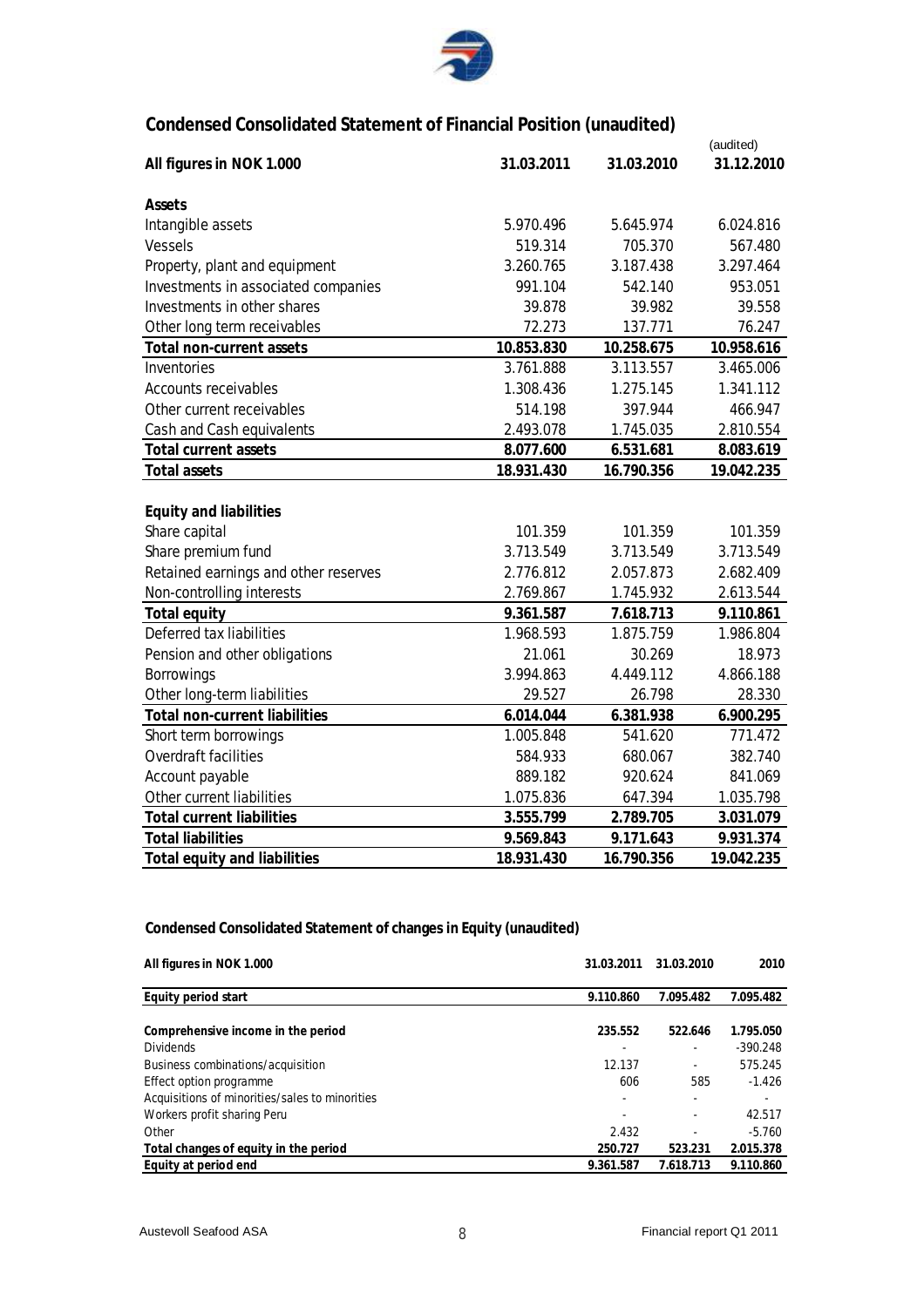## Condensed Consolidated Statement of Financial Position (unaudited)

| All figures in NOK 1.000 | 31.03.2011 | 31.03.2010 | (audited) 31.12.2010 |
|---|---|---|---|
| **Assets** | | | |
| Intangible assets | 5.970.496 | 5.645.974 | 6.024.816 |
| Vessels | 519.314 | 705.370 | 567.480 |
| Property, plant and equipment | 3.260.765 | 3.187.438 | 3.297.464 |
| Investments in associated companies | 991.104 | 542.140 | 953.051 |
| Investments in other shares | 39.878 | 39.982 | 39.558 |
| Other long term receivables | 72.273 | 137.771 | 76.247 |
| **Total non-current assets** | **10.853.830** | **10.258.675** | **10.958.616** |
| Inventories | 3.761.888 | 3.113.557 | 3.465.006 |
| Accounts receivables | 1.308.436 | 1.275.145 | 1.341.112 |
| Other current receivables | 514.198 | 397.944 | 466.947 |
| Cash and Cash equivalents | 2.493.078 | 1.745.035 | 2.810.554 |
| **Total current assets** | **8.077.600** | **6.531.681** | **8.083.619** |
| **Total assets** | **18.931.430** | **16.790.356** | **19.042.235** |
| | | | |
| **Equity and liabilities** | | | |
| Share capital | 101.359 | 101.359 | 101.359 |
| Share premium fund | 3.713.549 | 3.713.549 | 3.713.549 |
| Retained earnings and other reserves | 2.776.812 | 2.057.873 | 2.682.409 |
| Non-controlling interests | 2.769.867 | 1.745.932 | 2.613.544 |
| **Total equity** | **9.361.587** | **7.618.713** | **9.110.861** |
| Deferred tax liabilities | 1.968.593 | 1.875.759 | 1.986.804 |
| Pension and other obligations | 21.061 | 30.269 | 18.973 |
| Borrowings | 3.994.863 | 4.449.112 | 4.866.188 |
| Other long-term liabilities | 29.527 | 26.798 | 28.330 |
| **Total non-current liabilities** | **6.014.044** | **6.381.938** | **6.900.295** |
| Short term borrowings | 1.005.848 | 541.620 | 771.472 |
| Overdraft facilities | 584.933 | 680.067 | 382.740 |
| Account payable | 889.182 | 920.624 | 841.069 |
| Other current liabilities | 1.075.836 | 647.394 | 1.035.798 |
| **Total current liabilities** | **3.555.799** | **2.789.705** | **3.031.079** |
| **Total liabilities** | **9.569.843** | **9.171.643** | **9.931.374** |
| **Total equity and liabilities** | **18.931.430** | **16.790.356** | **19.042.235** |

## Condensed Consolidated Statement of changes in Equity (unaudited)

| All figures in NOK 1.000 | 31.03.2011 | 31.03.2010 | 2010 |
|---|---|---|---|
| **Equity period start** | **9.110.860** | **7.095.482** | **7.095.482** |
| | | | |
| **Comprehensive income in the period** | **235.552** | **522.646** | **1.795.050** |
| Dividends | - | - | -390.248 |
| Business combinations/acquisition | 12.137 | - | 575.245 |
| Effect option programme | 606 | 585 | -1.426 |
| Acquisitions of minorities/sales to minorities | - | - | - |
| Workers profit sharing Peru | - | - | 42.517 |
| Other | 2.432 | - | -5.760 |
| **Total changes of equity in the period** | **250.727** | **523.231** | **2.015.378** |
| **Equity at period end** | **9.361.587** | **7.618.713** | **9.110.860** |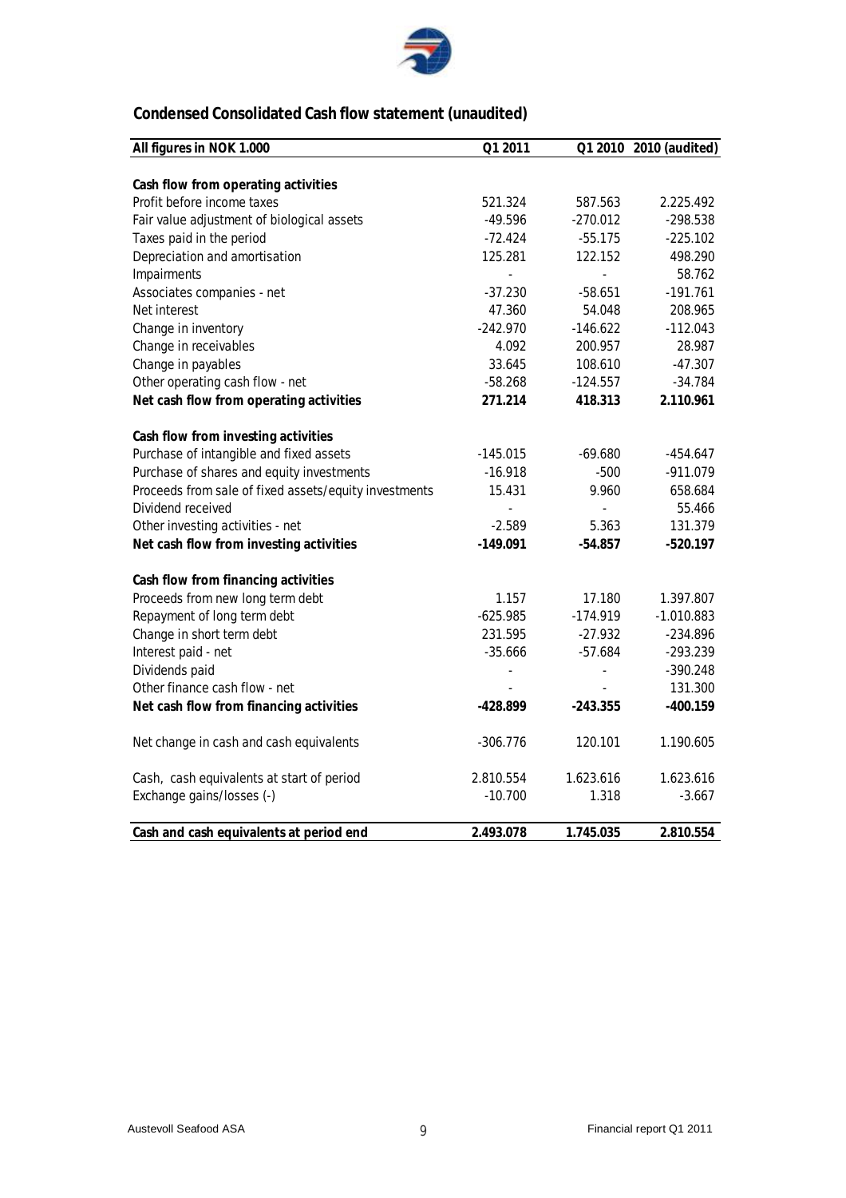## Condensed Consolidated Cash flow statement (unaudited)

| All figures in NOK 1.000 | Q1 2011 | Q1 2010 | 2010 (audited) |
|---|---|---|---|
| | | | |
| **Cash flow from operating activities** | | | |
| Profit before income taxes | 521.324 | 587.563 | 2.225.492 |
| Fair value adjustment of biological assets | -49.596 | -270.012 | -298.538 |
| Taxes paid in the period | -72.424 | -55.175 | -225.102 |
| Depreciation and amortisation | 125.281 | 122.152 | 498.290 |
| Impairments | - | - | 58.762 |
| Associates companies - net | -37.230 | -58.651 | -191.761 |
| Net interest | 47.360 | 54.048 | 208.965 |
| Change in inventory | -242.970 | -146.622 | -112.043 |
| Change in receivables | 4.092 | 200.957 | 28.987 |
| Change in payables | 33.645 | 108.610 | -47.307 |
| Other operating cash flow - net | -58.268 | -124.557 | -34.784 |
| **Net cash flow from operating activities** | **271.214** | **418.313** | **2.110.961** |
| | | | |
| **Cash flow from investing activities** | | | |
| Purchase of intangible and fixed assets | -145.015 | -69.680 | -454.647 |
| Purchase of shares and equity investments | -16.918 | -500 | -911.079 |
| Proceeds from sale of fixed assets/equity investments | 15.431 | 9.960 | 658.684 |
| Dividend received | - | - | 55.466 |
| Other investing activities - net | -2.589 | 5.363 | 131.379 |
| **Net cash flow from investing activities** | **-149.091** | **-54.857** | **-520.197** |
| | | | |
| **Cash flow from financing activities** | | | |
| Proceeds from new long term debt | 1.157 | 17.180 | 1.397.807 |
| Repayment of long term debt | -625.985 | -174.919 | -1.010.883 |
| Change in short term debt | 231.595 | -27.932 | -234.896 |
| Interest paid - net | -35.666 | -57.684 | -293.239 |
| Dividends paid | - | - | -390.248 |
| Other finance cash flow - net | - | - | 131.300 |
| **Net cash flow from financing activities** | **-428.899** | **-243.355** | **-400.159** |
| | | | |
| Net change in cash and cash equivalents | -306.776 | 120.101 | 1.190.605 |
| | | | |
| Cash, cash equivalents at start of period | 2.810.554 | 1.623.616 | 1.623.616 |
| Exchange gains/losses (-) | -10.700 | 1.318 | -3.667 |
| | | | |
| **Cash and cash equivalents at period end** | **2.493.078** | **1.745.035** | **2.810.554** |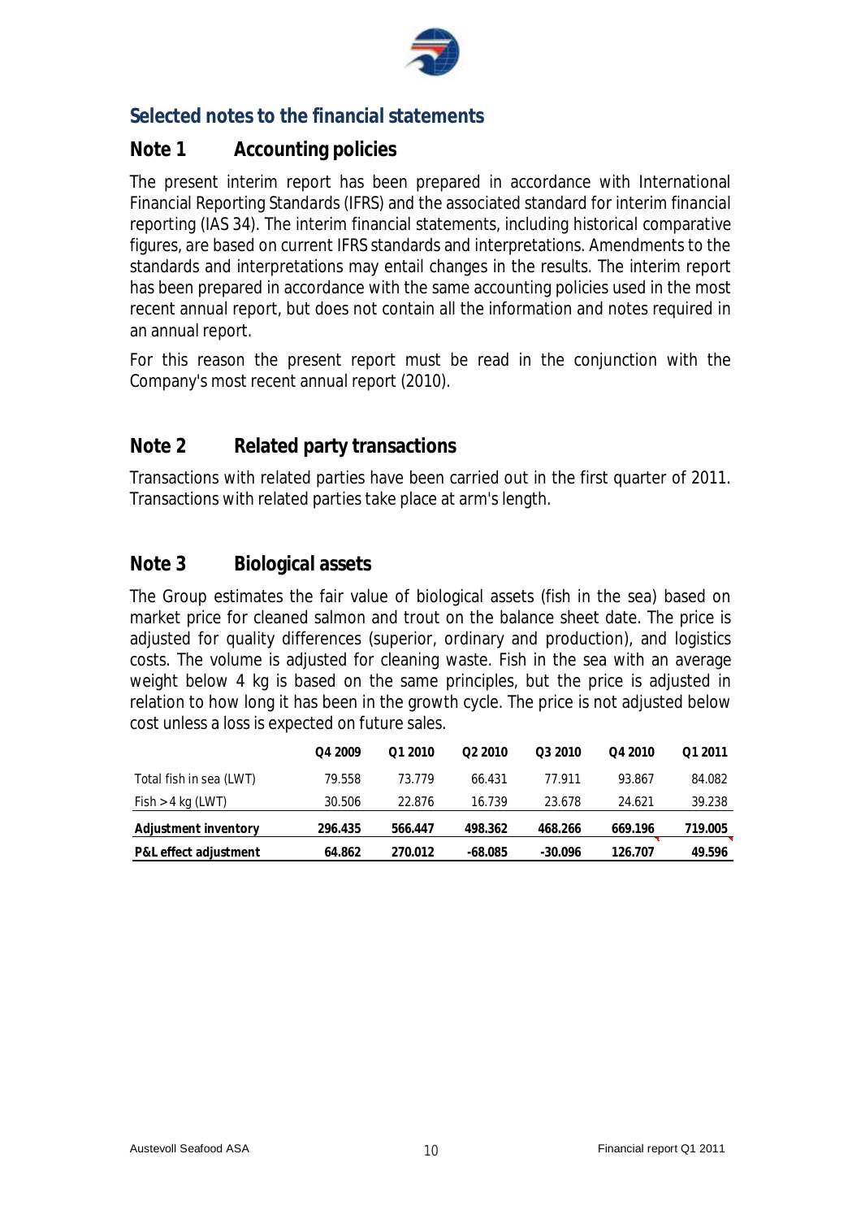## Selected notes to the financial statements

### Note 1 Accounting policies

The present interim report has been prepared in accordance with International Financial Reporting Standards (IFRS) and the associated standard for interim financial reporting (IAS 34). The interim financial statements, including historical comparative figures, are based on current IFRS standards and interpretations. Amendments to the standards and interpretations may entail changes in the results. The interim report has been prepared in accordance with the same accounting policies used in the most recent annual report, but does not contain all the information and notes required in an annual report.

For this reason the present report must be read in the conjunction with the Company's most recent annual report (2010).

### Note 2 Related party transactions

Transactions with related parties have been carried out in the first quarter of 2011. Transactions with related parties take place at arm's length.

### Note 3 Biological assets

The Group estimates the fair value of biological assets (fish in the sea) based on market price for cleaned salmon and trout on the balance sheet date. The price is adjusted for quality differences (superior, ordinary and production), and logistics costs. The volume is adjusted for cleaning waste. Fish in the sea with an average weight below 4 kg is based on the same principles, but the price is adjusted in relation to how long it has been in the growth cycle. The price is not adjusted below cost unless a loss is expected on future sales.

| | Q4 2009 | Q1 2010 | Q2 2010 | Q3 2010 | Q4 2010 | Q1 2011 |
|---|---|---|---|---|---|---|
| Total fish in sea (LWT) | 79.558 | 73.779 | 66.431 | 77.911 | 93.867 | 84.082 |
| Fish > 4 kg (LWT) | 30.506 | 22.876 | 16.739 | 23.678 | 24.621 | 39.238 |
| **Adjustment inventory** | **296.435** | **566.447** | **498.362** | **468.266** | **669.196** | **719.005** |
| **P&L effect adjustment** | **64.862** | **270.012** | **-68.085** | **-30.096** | **126.707** | **49.596** |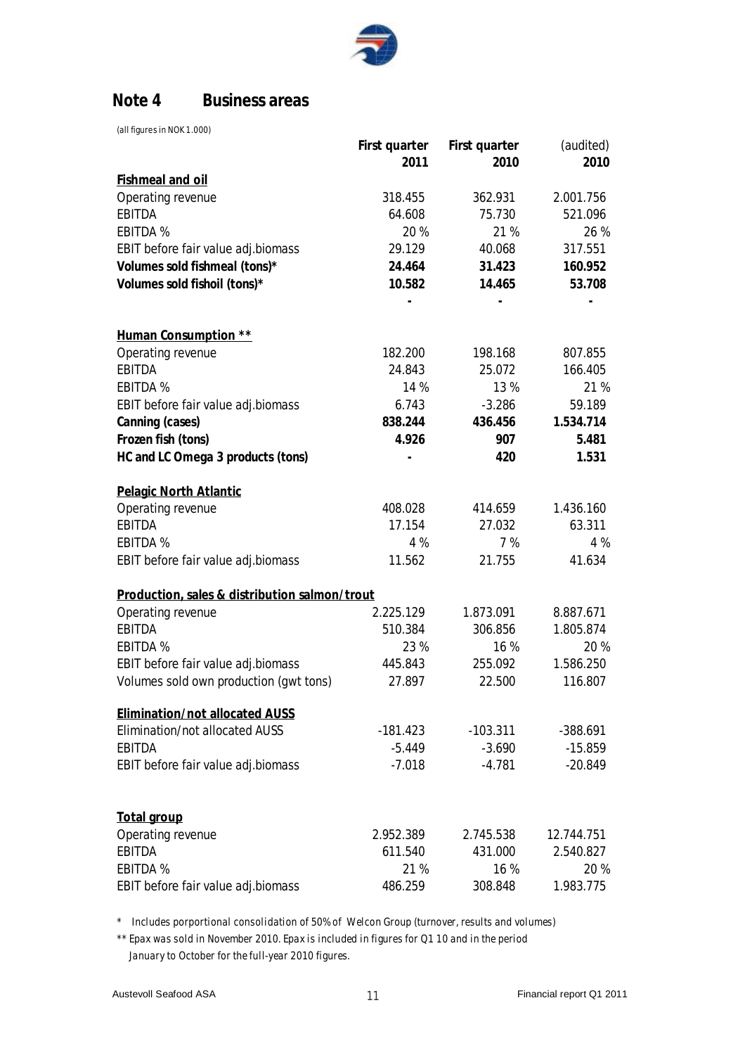## Note 4 Business areas

*(all figures in NOK 1.000)*

| | First quarter 2011 | First quarter 2010 | (audited) 2010 |
|---|---|---|---|
| **Fishmeal and oil** | | | |
| Operating revenue | 318.455 | 362.931 | 2.001.756 |
| EBITDA | 64.608 | 75.730 | 521.096 |
| EBITDA % | 20 % | 21 % | 26 % |
| EBIT before fair value adj.biomass | 29.129 | 40.068 | 317.551 |
| **Volumes sold fishmeal (tons)*** | **24.464** | **31.423** | **160.952** |
| **Volumes sold fishoil (tons)*** | **10.582** | **14.465** | **53.708** |
| | - | - | - |
| **Human Consumption ** ** | | | |
| Operating revenue | 182.200 | 198.168 | 807.855 |
| EBITDA | 24.843 | 25.072 | 166.405 |
| EBITDA % | 14 % | 13 % | 21 % |
| EBIT before fair value adj.biomass | 6.743 | -3.286 | 59.189 |
| **Canning (cases)** | **838.244** | **436.456** | **1.534.714** |
| **Frozen fish (tons)** | **4.926** | **907** | **5.481** |
| **HC and LC Omega 3 products (tons)** | **-** | **420** | **1.531** |
| **Pelagic North Atlantic** | | | |
| Operating revenue | 408.028 | 414.659 | 1.436.160 |
| EBITDA | 17.154 | 27.032 | 63.311 |
| EBITDA % | 4 % | 7 % | 4 % |
| EBIT before fair value adj.biomass | 11.562 | 21.755 | 41.634 |
| **Production, sales & distribution salmon/trout** | | | |
| Operating revenue | 2.225.129 | 1.873.091 | 8.887.671 |
| EBITDA | 510.384 | 306.856 | 1.805.874 |
| EBITDA % | 23 % | 16 % | 20 % |
| EBIT before fair value adj.biomass | 445.843 | 255.092 | 1.586.250 |
| Volumes sold own production (gwt tons) | 27.897 | 22.500 | 116.807 |
| **Elimination/not allocated AUSS** | | | |
| Elimination/not allocated AUSS | -181.423 | -103.311 | -388.691 |
| EBITDA | -5.449 | -3.690 | -15.859 |
| EBIT before fair value adj.biomass | -7.018 | -4.781 | -20.849 |
| **Total group** | | | |
| Operating revenue | 2.952.389 | 2.745.538 | 12.744.751 |
| EBITDA | 611.540 | 431.000 | 2.540.827 |
| EBITDA % | 21 % | 16 % | 20 % |
| EBIT before fair value adj.biomass | 486.259 | 308.848 | 1.983.775 |

*\* Includes porportional consolidation of 50% of Welcon Group (turnover, results and volumes)*

*\*\* Epax was sold in November 2010. Epax is included in figures for Q1 10 and in the period January to October for the full-year 2010 figures.*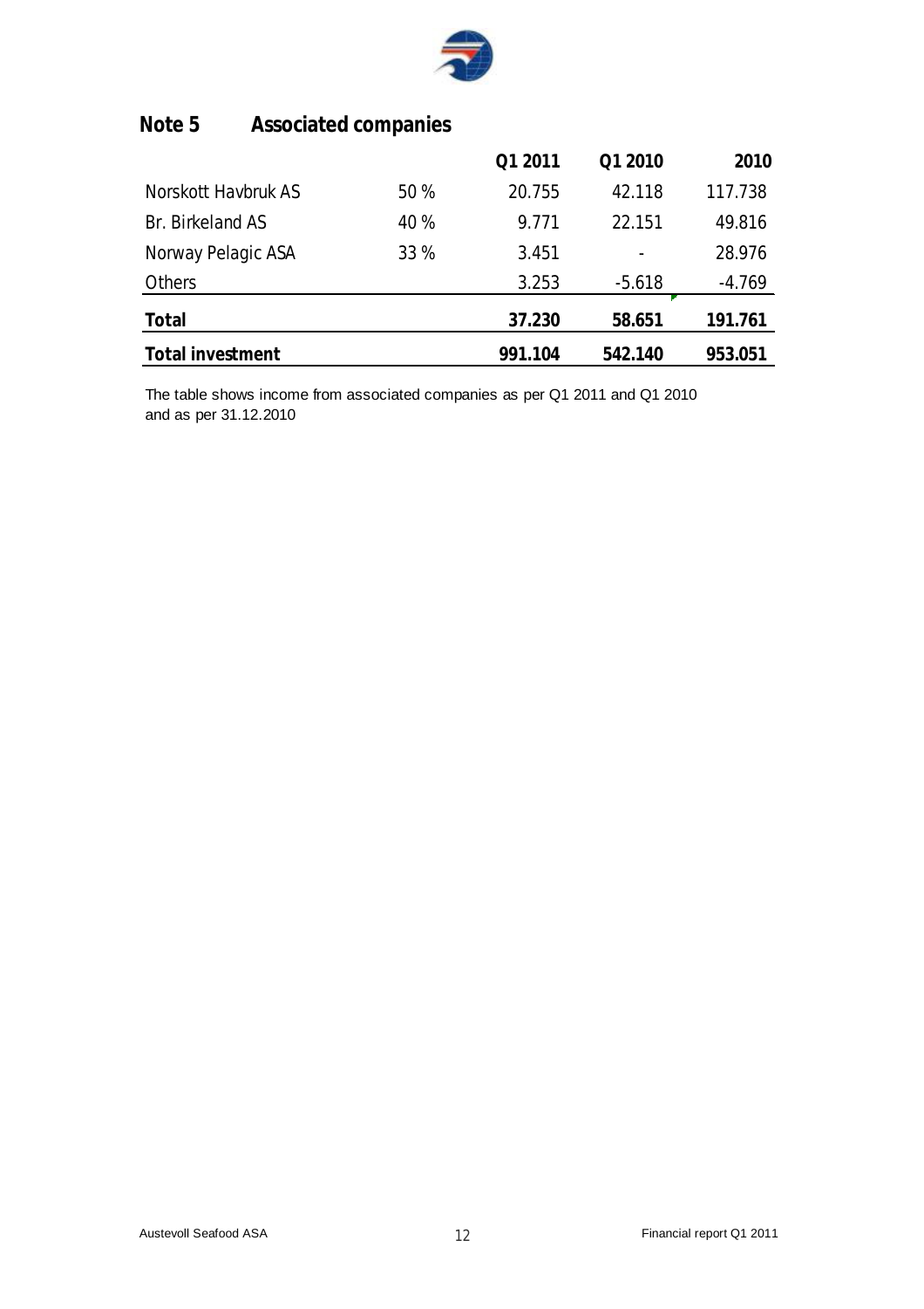## Note 5 Associated companies

| | | Q1 2011 | Q1 2010 | 2010 |
|---|---|---|---|---|
| Norskott Havbruk AS | 50 % | 20.755 | 42.118 | 117.738 |
| Br. Birkeland AS | 40 % | 9.771 | 22.151 | 49.816 |
| Norway Pelagic ASA | 33 % | 3.451 | - | 28.976 |
| Others | | 3.253 | -5.618 | -4.769 |
| **Total** | | **37.230** | **58.651** | **191.761** |
| **Total investment** | | **991.104** | **542.140** | **953.051** |

The table shows income from associated companies as per Q1 2011 and Q1 2010 and as per 31.12.2010